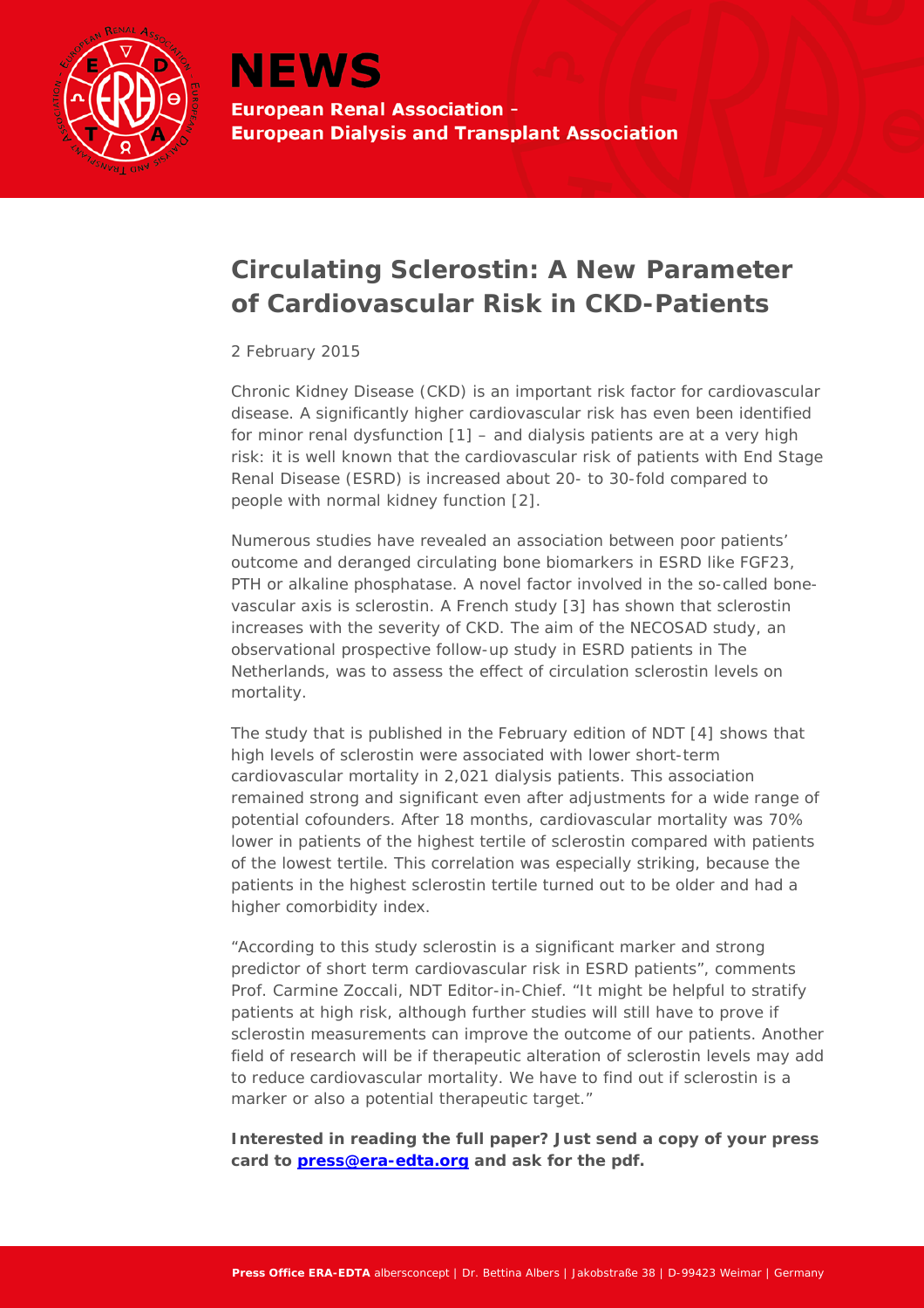# NEWS

**European Renal Association – European Dialysis and Transplant Association**

## Circulating Sclerostin: A New Parameter of Cardiovascular Risk in CKD-Patients

2 February 2015

Chronic Kidney Disease (CKD) is an important risk factor for cardiovascular disease. A significantly higher cardiovascular risk has even been identified for minor renal dysfunction [1] – and dialysis patients are at a very high risk: it is well known that the cardiovascular risk of patients with End Stage Renal Disease (ESRD) is increased about 20- to 30-fold compared to people with normal kidney function [2].

Numerous studies have revealed an association between poor patients' outcome and deranged circulating bone biomarkers in ESRD like FGF23, PTH or alkaline phosphatase. A novel factor involved in the so-called bone-vascular axis is sclerostin. A French study [3] has shown that sclerostin increases with the severity of CKD. The aim of the NECOSAD study, an observational prospective follow-up study in ESRD patients in The Netherlands, was to assess the effect of circulation sclerostin levels on mortality.

The study that is published in the February edition of NDT [4] shows that high levels of sclerostin were associated with lower short-term cardiovascular mortality in 2,021 dialysis patients. This association remained strong and significant even after adjustments for a wide range of potential cofounders. After 18 months, cardiovascular mortality was 70% lower in patients of the highest tertile of sclerostin compared with patients of the lowest tertile. This correlation was especially striking, because the patients in the highest sclerostin tertile turned out to be older and had a higher comorbidity index.

"According to this study sclerostin is a significant marker and strong predictor of short term cardiovascular risk in ESRD patients", comments Prof. Carmine Zoccali, NDT Editor-in-Chief. "It might be helpful to stratify patients at high risk, although further studies will still have to prove if sclerostin measurements can improve the outcome of our patients. Another field of research will be if therapeutic alteration of sclerostin levels may add to reduce cardiovascular mortality. We have to find out if sclerostin is a marker or also a potential therapeutic target."

**Interested in reading the full paper? Just send a copy of your press card to press@era-edta.org and ask for the pdf.**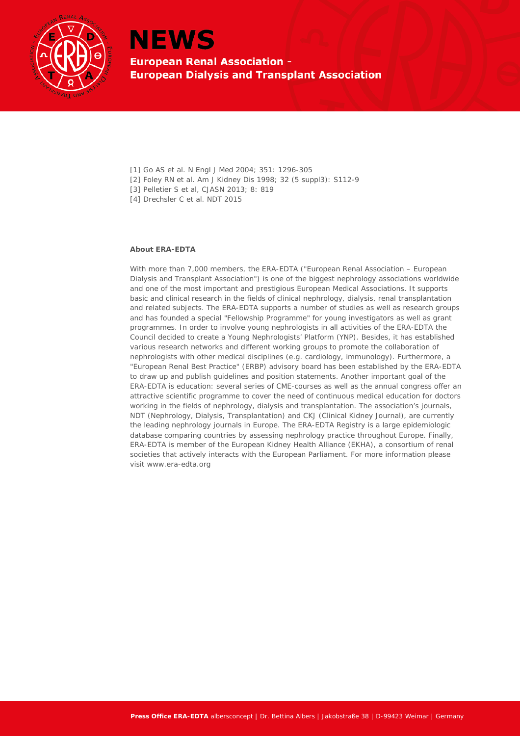[1] Go AS et al. N Engl J Med 2004; 351: 1296-305
[2] Foley RN et al. Am J Kidney Dis 1998; 32 (5 suppl3): S112-9
[3] Pelletier S et al, CJASN 2013; 8: 819
[4] Drechsler C et al. NDT 2015

**About ERA-EDTA**

With more than 7,000 members, the ERA-EDTA ("European Renal Association – European Dialysis and Transplant Association") is one of the biggest nephrology associations worldwide and one of the most important and prestigious European Medical Associations. It supports basic and clinical research in the fields of clinical nephrology, dialysis, renal transplantation and related subjects. The ERA-EDTA supports a number of studies as well as research groups and has founded a special "Fellowship Programme" for young investigators as well as grant programmes. In order to involve young nephrologists in all activities of the ERA-EDTA the Council decided to create a Young Nephrologists' Platform (YNP). Besides, it has established various research networks and different working groups to promote the collaboration of nephrologists with other medical disciplines (e.g. cardiology, immunology). Furthermore, a "European Renal Best Practice" (ERBP) advisory board has been established by the ERA-EDTA to draw up and publish guidelines and position statements. Another important goal of the ERA-EDTA is education: several series of CME-courses as well as the annual congress offer an attractive scientific programme to cover the need of continuous medical education for doctors working in the fields of nephrology, dialysis and transplantation. The association's journals, NDT (Nephrology, Dialysis, Transplantation) and CKJ (Clinical Kidney Journal), are currently the leading nephrology journals in Europe. The ERA-EDTA Registry is a large epidemiologic database comparing countries by assessing nephrology practice throughout Europe. Finally, ERA-EDTA is member of the European Kidney Health Alliance (EKHA), a consortium of renal societies that actively interacts with the European Parliament. For more information please visit www.era-edta.org

**Press Office ERA-EDTA** altersconcept | Dr. Bettina Albers | Jakobstraße 38 | D-99423 Weimar | Germany